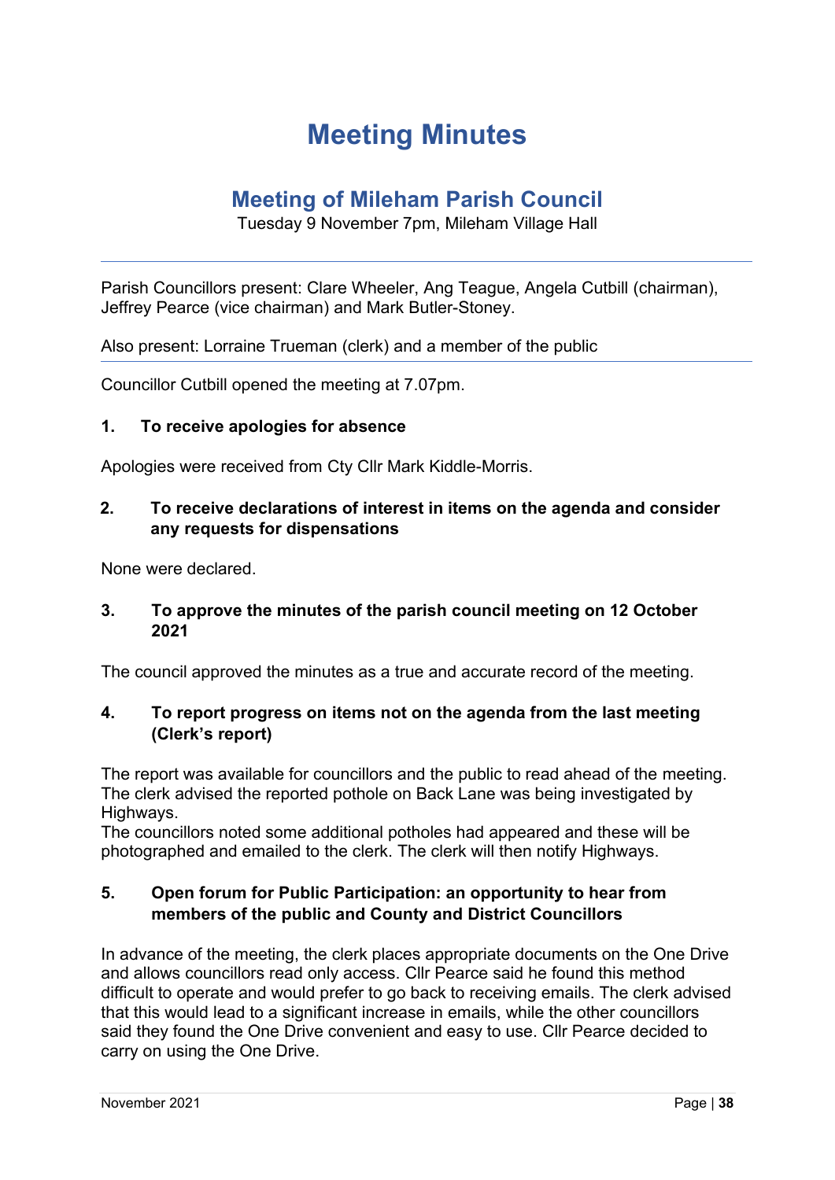# Meeting Minutes

## Meeting of Mileham Parish Council

Tuesday 9 November 7pm, Mileham Village Hall

---

Parish Councillors present: Clare Wheeler, Ang Teague, Angela Cutbill (chairman), Jeffrey Pearce (vice chairman) and Mark Butler-Stoney.

Also present: Lorraine Trueman (clerk) and a member of the public

---

Councillor Cutbill opened the meeting at 7.07pm.

**1. To receive apologies for absence**

Apologies were received from Cty Cllr Mark Kiddle-Morris.

**2. To receive declarations of interest in items on the agenda and consider any requests for dispensations**

None were declared.

**3. To approve the minutes of the parish council meeting on 12 October 2021**

The council approved the minutes as a true and accurate record of the meeting.

**4. To report progress on items not on the agenda from the last meeting (Clerk's report)**

The report was available for councillors and the public to read ahead of the meeting. The clerk advised the reported pothole on Back Lane was being investigated by Highways.
The councillors noted some additional potholes had appeared and these will be photographed and emailed to the clerk. The clerk will then notify Highways.

**5. Open forum for Public Participation: an opportunity to hear from members of the public and County and District Councillors**

In advance of the meeting, the clerk places appropriate documents on the One Drive and allows councillors read only access. Cllr Pearce said he found this method difficult to operate and would prefer to go back to receiving emails. The clerk advised that this would lead to a significant increase in emails, while the other councillors said they found the One Drive convenient and easy to use. Cllr Pearce decided to carry on using the One Drive.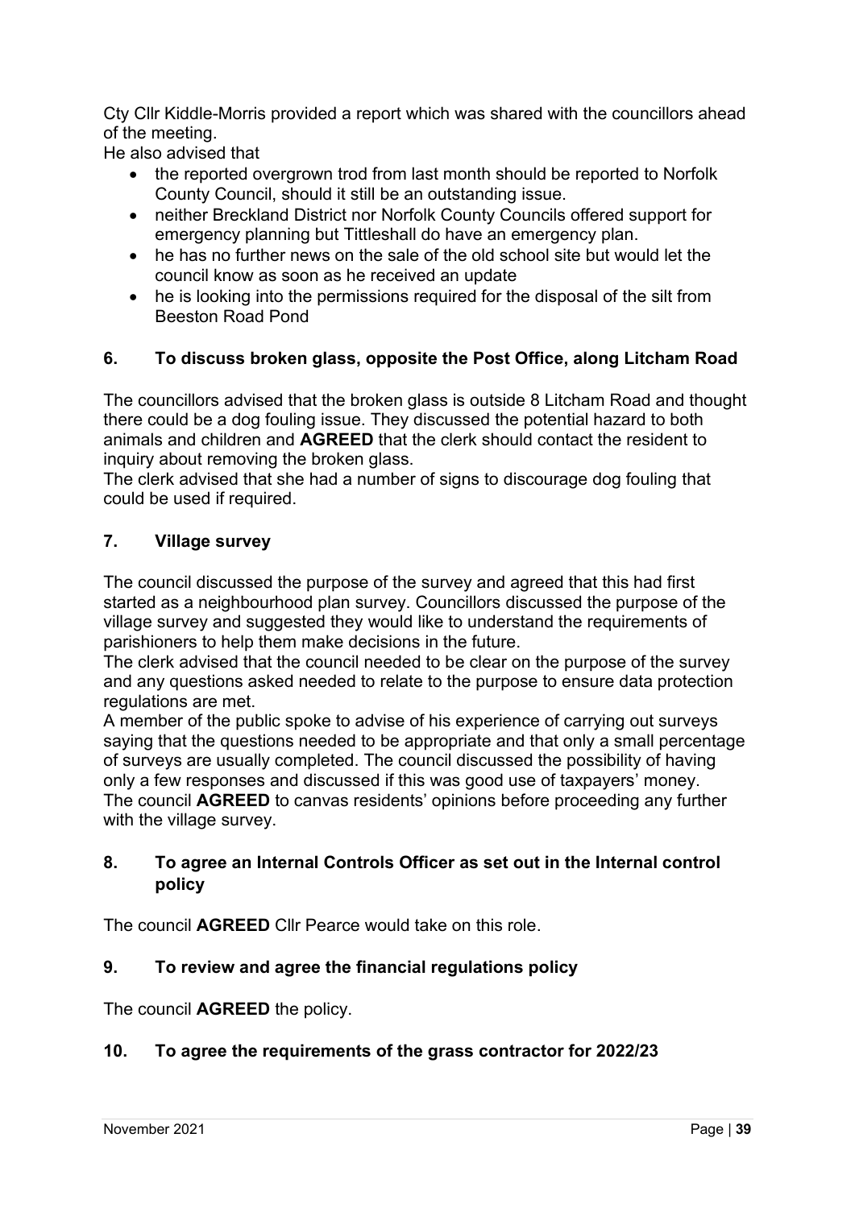Cty Cllr Kiddle-Morris provided a report which was shared with the councillors ahead of the meeting.

He also advised that

- the reported overgrown trod from last month should be reported to Norfolk County Council, should it still be an outstanding issue.
- neither Breckland District nor Norfolk County Councils offered support for emergency planning but Tittleshall do have an emergency plan.
- he has no further news on the sale of the old school site but would let the council know as soon as he received an update
- he is looking into the permissions required for the disposal of the silt from Beeston Road Pond

## 6. To discuss broken glass, opposite the Post Office, along Litcham Road

The councillors advised that the broken glass is outside 8 Litcham Road and thought there could be a dog fouling issue. They discussed the potential hazard to both animals and children and **AGREED** that the clerk should contact the resident to inquiry about removing the broken glass.

The clerk advised that she had a number of signs to discourage dog fouling that could be used if required.

## 7. Village survey

The council discussed the purpose of the survey and agreed that this had first started as a neighbourhood plan survey. Councillors discussed the purpose of the village survey and suggested they would like to understand the requirements of parishioners to help them make decisions in the future.

The clerk advised that the council needed to be clear on the purpose of the survey and any questions asked needed to relate to the purpose to ensure data protection regulations are met.

A member of the public spoke to advise of his experience of carrying out surveys saying that the questions needed to be appropriate and that only a small percentage of surveys are usually completed. The council discussed the possibility of having only a few responses and discussed if this was good use of taxpayers' money.

The council **AGREED** to canvas residents' opinions before proceeding any further with the village survey.

## 8. To agree an Internal Controls Officer as set out in the Internal control policy

The council **AGREED** Cllr Pearce would take on this role.

## 9. To review and agree the financial regulations policy

The council **AGREED** the policy.

## 10. To agree the requirements of the grass contractor for 2022/23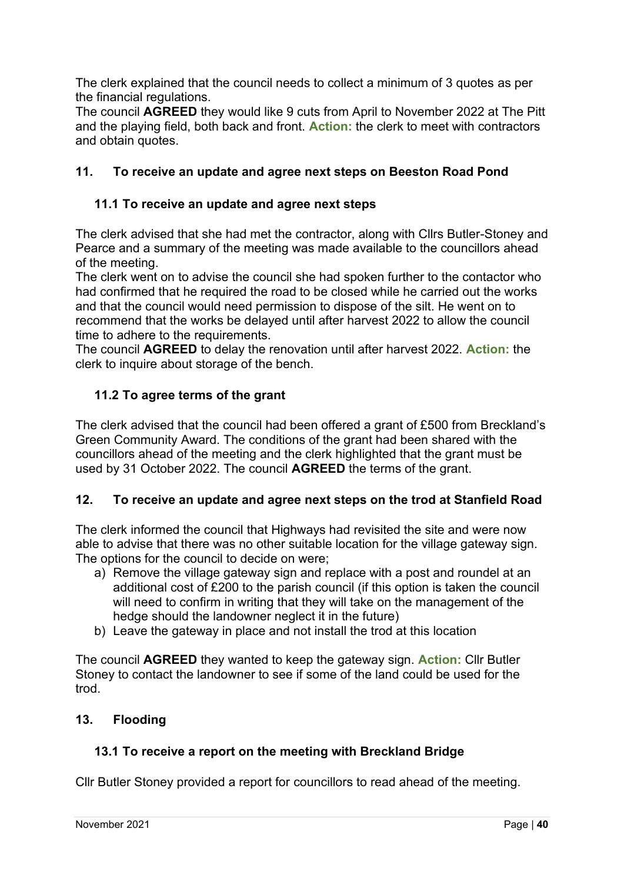The clerk explained that the council needs to collect a minimum of 3 quotes as per the financial regulations.
The council **AGREED** they would like 9 cuts from April to November 2022 at The Pitt and the playing field, both back and front. **Action:** the clerk to meet with contractors and obtain quotes.

## 11. To receive an update and agree next steps on Beeston Road Pond

### 11.1 To receive an update and agree next steps

The clerk advised that she had met the contractor, along with Cllrs Butler-Stoney and Pearce and a summary of the meeting was made available to the councillors ahead of the meeting.
The clerk went on to advise the council she had spoken further to the contactor who had confirmed that he required the road to be closed while he carried out the works and that the council would need permission to dispose of the silt. He went on to recommend that the works be delayed until after harvest 2022 to allow the council time to adhere to the requirements.
The council **AGREED** to delay the renovation until after harvest 2022. **Action:** the clerk to inquire about storage of the bench.

### 11.2 To agree terms of the grant

The clerk advised that the council had been offered a grant of £500 from Breckland's Green Community Award. The conditions of the grant had been shared with the councillors ahead of the meeting and the clerk highlighted that the grant must be used by 31 October 2022. The council **AGREED** the terms of the grant.

## 12. To receive an update and agree next steps on the trod at Stanfield Road

The clerk informed the council that Highways had revisited the site and were now able to advise that there was no other suitable location for the village gateway sign. The options for the council to decide on were;

a) Remove the village gateway sign and replace with a post and roundel at an additional cost of £200 to the parish council (if this option is taken the council will need to confirm in writing that they will take on the management of the hedge should the landowner neglect it in the future)
b) Leave the gateway in place and not install the trod at this location

The council **AGREED** they wanted to keep the gateway sign. **Action:** Cllr Butler Stoney to contact the landowner to see if some of the land could be used for the trod.

## 13. Flooding

### 13.1 To receive a report on the meeting with Breckland Bridge

Cllr Butler Stoney provided a report for councillors to read ahead of the meeting.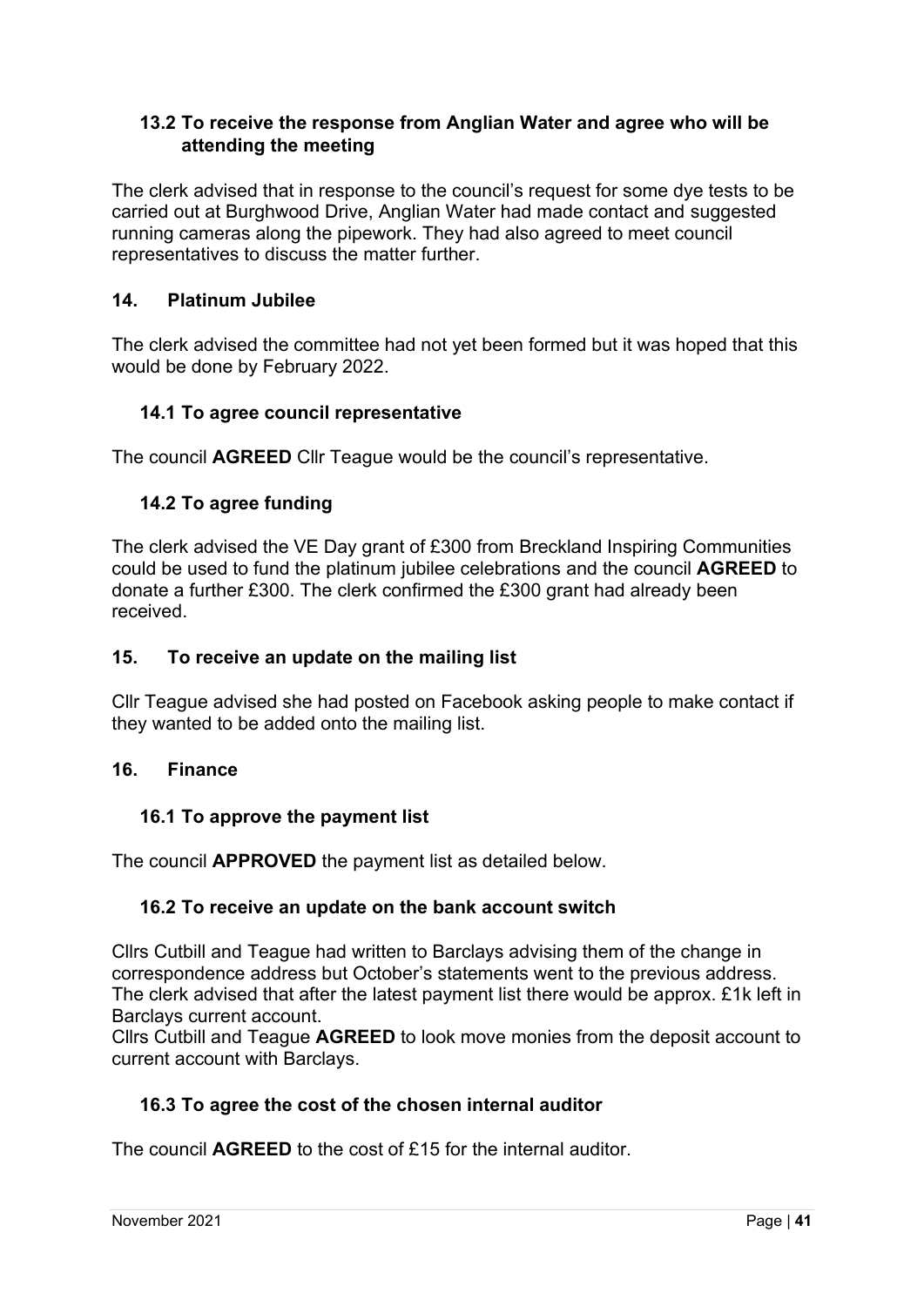### 13.2 To receive the response from Anglian Water and agree who will be attending the meeting

The clerk advised that in response to the council's request for some dye tests to be carried out at Burghwood Drive, Anglian Water had made contact and suggested running cameras along the pipework. They had also agreed to meet council representatives to discuss the matter further.

## 14. Platinum Jubilee

The clerk advised the committee had not yet been formed but it was hoped that this would be done by February 2022.

### 14.1 To agree council representative

The council **AGREED** Cllr Teague would be the council's representative.

### 14.2 To agree funding

The clerk advised the VE Day grant of £300 from Breckland Inspiring Communities could be used to fund the platinum jubilee celebrations and the council **AGREED** to donate a further £300. The clerk confirmed the £300 grant had already been received.

## 15. To receive an update on the mailing list

Cllr Teague advised she had posted on Facebook asking people to make contact if they wanted to be added onto the mailing list.

## 16. Finance

### 16.1 To approve the payment list

The council **APPROVED** the payment list as detailed below.

### 16.2 To receive an update on the bank account switch

Cllrs Cutbill and Teague had written to Barclays advising them of the change in correspondence address but October's statements went to the previous address. The clerk advised that after the latest payment list there would be approx. £1k left in Barclays current account.

Cllrs Cutbill and Teague **AGREED** to look move monies from the deposit account to current account with Barclays.

### 16.3 To agree the cost of the chosen internal auditor

The council **AGREED** to the cost of £15 for the internal auditor.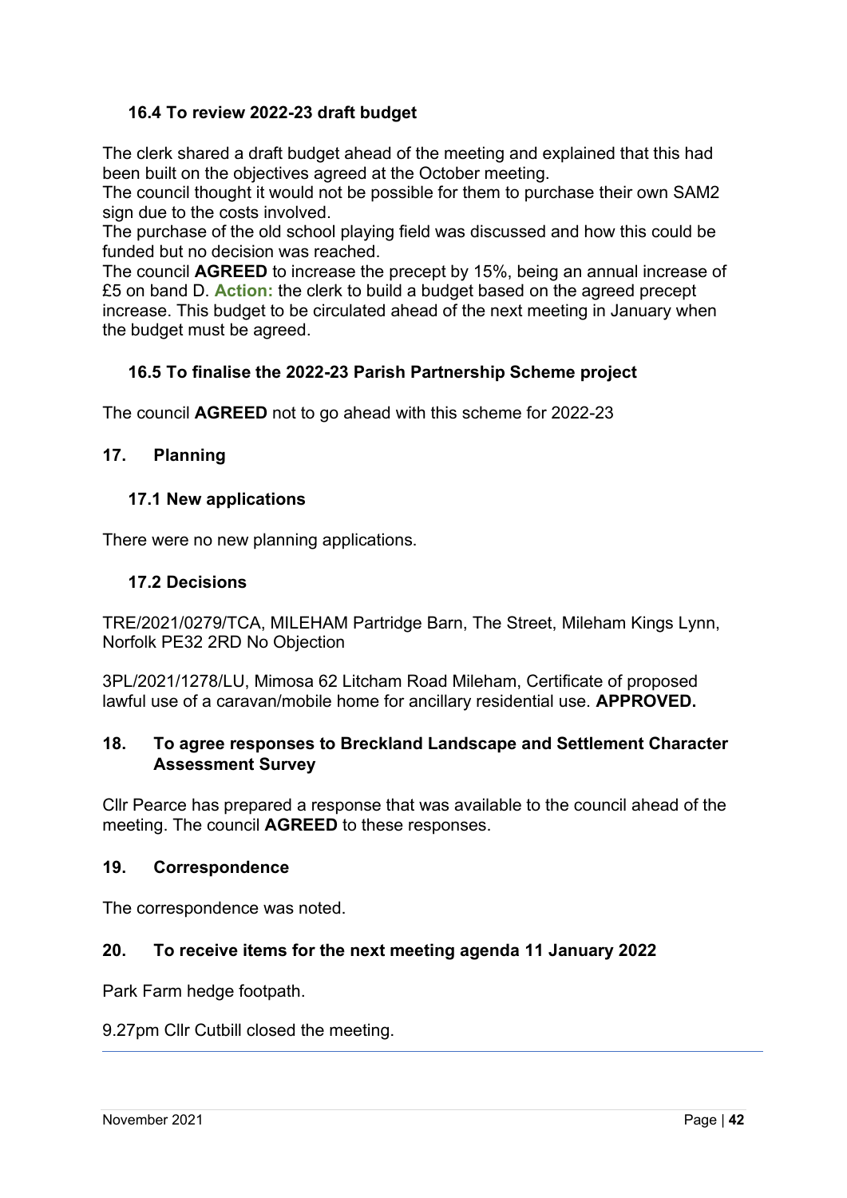### 16.4 To review 2022-23 draft budget

The clerk shared a draft budget ahead of the meeting and explained that this had been built on the objectives agreed at the October meeting.
The council thought it would not be possible for them to purchase their own SAM2 sign due to the costs involved.
The purchase of the old school playing field was discussed and how this could be funded but no decision was reached.
The council **AGREED** to increase the precept by 15%, being an annual increase of £5 on band D. **Action:** the clerk to build a budget based on the agreed precept increase. This budget to be circulated ahead of the next meeting in January when the budget must be agreed.

### 16.5 To finalise the 2022-23 Parish Partnership Scheme project

The council **AGREED** not to go ahead with this scheme for 2022-23

## 17. Planning

### 17.1 New applications

There were no new planning applications.

### 17.2 Decisions

TRE/2021/0279/TCA, MILEHAM Partridge Barn, The Street, Mileham Kings Lynn, Norfolk PE32 2RD No Objection

3PL/2021/1278/LU, Mimosa 62 Litcham Road Mileham, Certificate of proposed lawful use of a caravan/mobile home for ancillary residential use. **APPROVED.**

## 18. To agree responses to Breckland Landscape and Settlement Character Assessment Survey

Cllr Pearce has prepared a response that was available to the council ahead of the meeting. The council **AGREED** to these responses.

## 19. Correspondence

The correspondence was noted.

## 20. To receive items for the next meeting agenda 11 January 2022

Park Farm hedge footpath.

9.27pm Cllr Cutbill closed the meeting.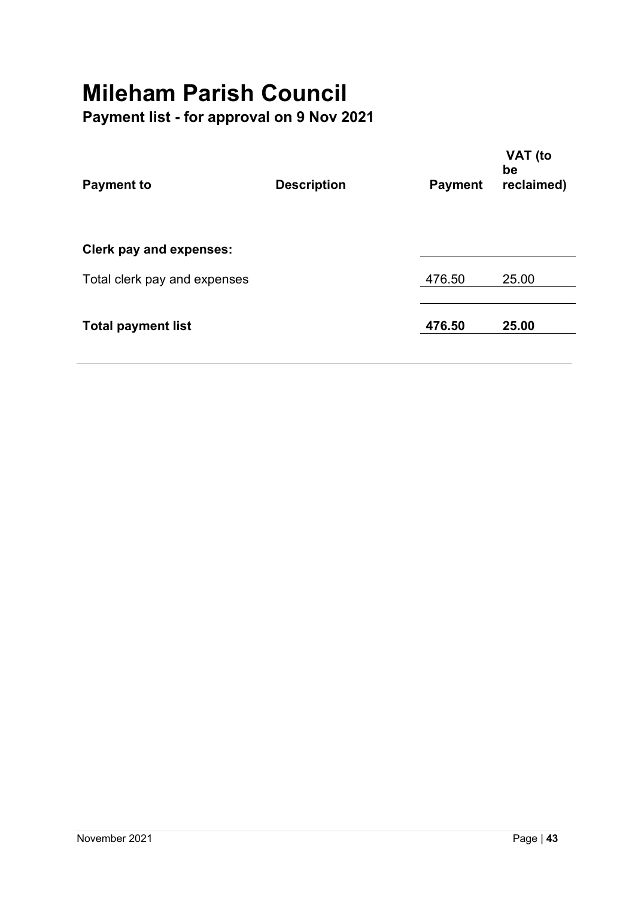# Mileham Parish Council

## Payment list - for approval on 9 Nov 2021

| Payment to | Description | Payment | VAT (to be reclaimed) |
|---|---|---|---|
| **Clerk pay and expenses:** | | | |
| Total clerk pay and expenses | | 476.50 | 25.00 |
| **Total payment list** | | **476.50** | **25.00** |